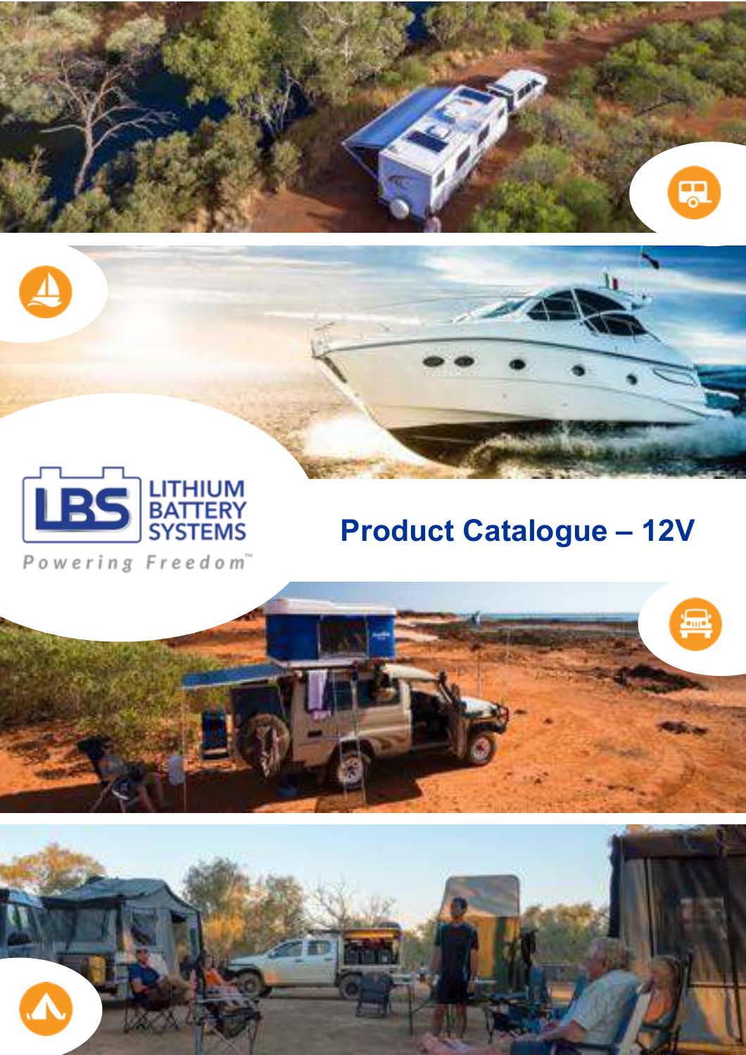LITHIUM BATTERY SYSTEMS

Powering Freedom™

# Product Catalogue – 12V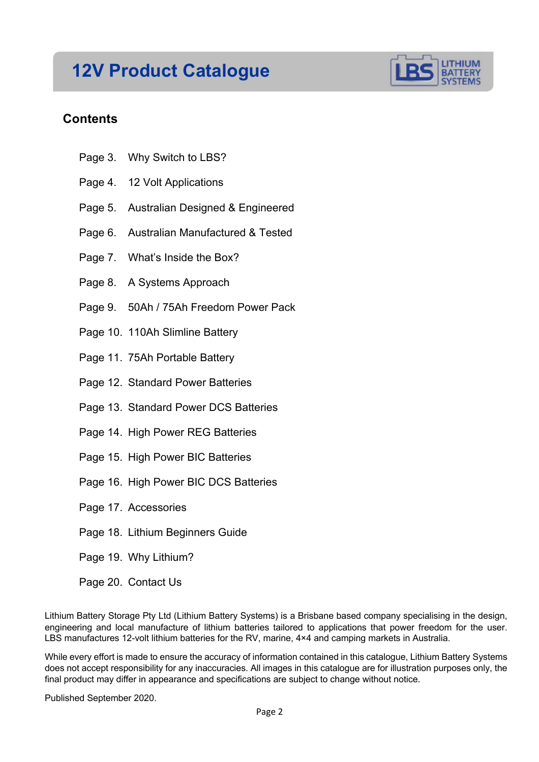# 12V Product Catalogue

## Contents

- Page 3. Why Switch to LBS?
- Page 4. 12 Volt Applications
- Page 5. Australian Designed & Engineered
- Page 6. Australian Manufactured & Tested
- Page 7. What's Inside the Box?
- Page 8. A Systems Approach
- Page 9. 50Ah / 75Ah Freedom Power Pack
- Page 10. 110Ah Slimline Battery
- Page 11. 75Ah Portable Battery
- Page 12. Standard Power Batteries
- Page 13. Standard Power DCS Batteries
- Page 14. High Power REG Batteries
- Page 15. High Power BIC Batteries
- Page 16. High Power BIC DCS Batteries
- Page 17. Accessories
- Page 18. Lithium Beginners Guide
- Page 19. Why Lithium?
- Page 20. Contact Us

Lithium Battery Storage Pty Ltd (Lithium Battery Systems) is a Brisbane based company specialising in the design, engineering and local manufacture of lithium batteries tailored to applications that power freedom for the user. LBS manufactures 12-volt lithium batteries for the RV, marine, 4×4 and camping markets in Australia.

While every effort is made to ensure the accuracy of information contained in this catalogue, Lithium Battery Systems does not accept responsibility for any inaccuracies. All images in this catalogue are for illustration purposes only, the final product may differ in appearance and specifications are subject to change without notice.

Published September 2020.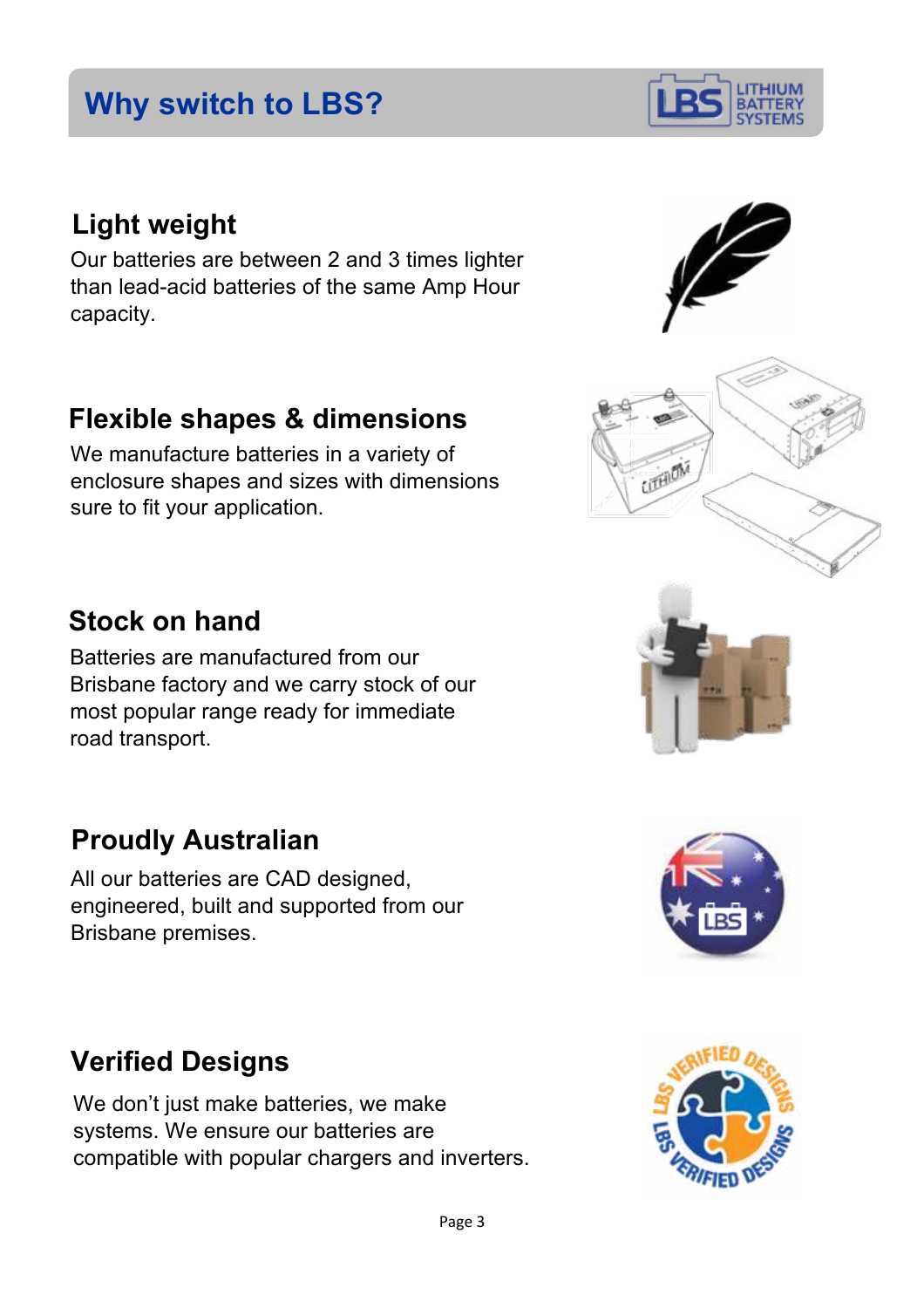# Why switch to LBS?

## Light weight

Our batteries are between 2 and 3 times lighter than lead-acid batteries of the same Amp Hour capacity.

## Flexible shapes & dimensions

We manufacture batteries in a variety of enclosure shapes and sizes with dimensions sure to fit your application.

## Stock on hand

Batteries are manufactured from our Brisbane factory and we carry stock of our most popular range ready for immediate road transport.

## Proudly Australian

All our batteries are CAD designed, engineered, built and supported from our Brisbane premises.

## Verified Designs

We don't just make batteries, we make systems. We ensure our batteries are compatible with popular chargers and inverters.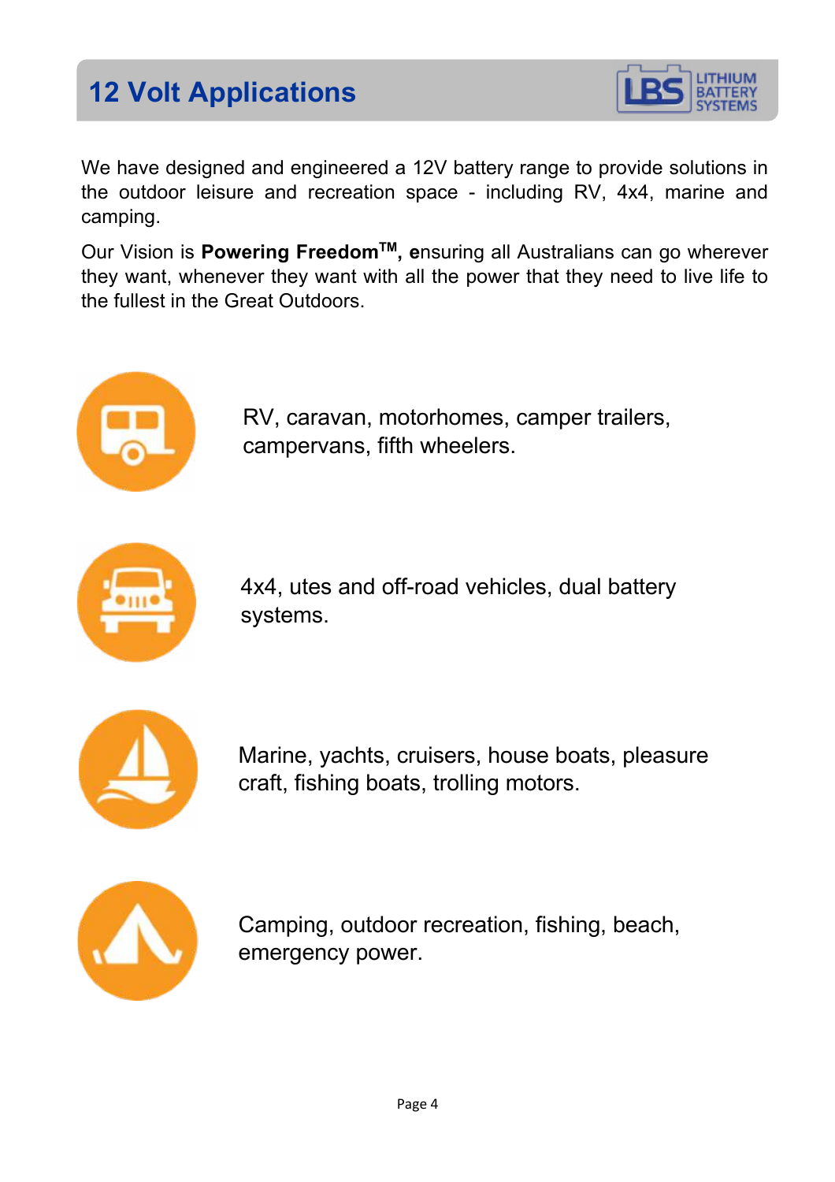# 12 Volt Applications

We have designed and engineered a 12V battery range to provide solutions in the outdoor leisure and recreation space - including RV, 4x4, marine and camping.

Our Vision is **Powering Freedom™, e**nsuring all Australians can go wherever they want, whenever they want with all the power that they need to live life to the fullest in the Great Outdoors.

RV, caravan, motorhomes, camper trailers, campervans, fifth wheelers.

4x4, utes and off-road vehicles, dual battery systems.

Marine, yachts, cruisers, house boats, pleasure craft, fishing boats, trolling motors.

Camping, outdoor recreation, fishing, beach, emergency power.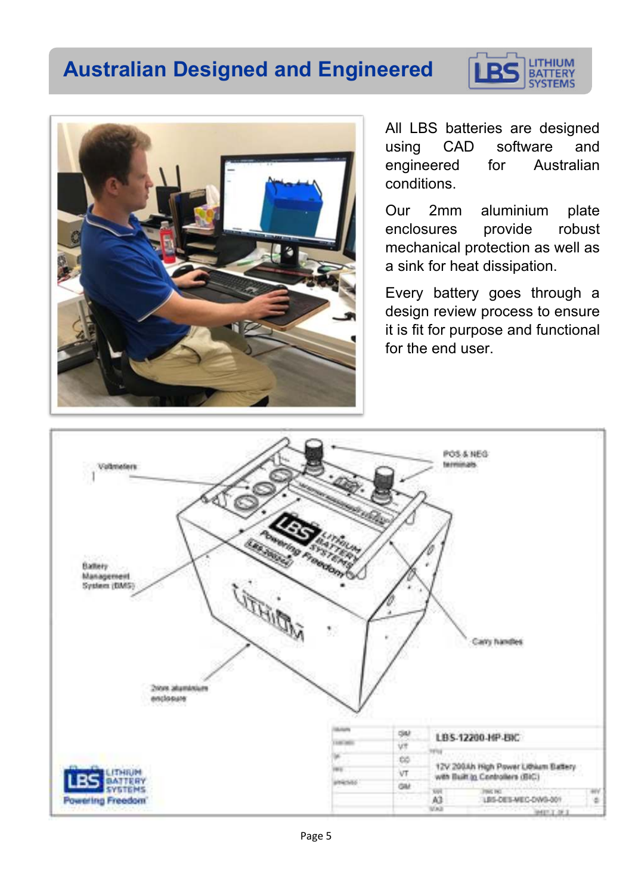# Australian Designed and Engineered

All LBS batteries are designed using CAD software and engineered for Australian conditions.

Our 2mm aluminium plate enclosures provide robust mechanical protection as well as a sink for heat dissipation.

Every battery goes through a design review process to ensure it is fit for purpose and functional for the end user.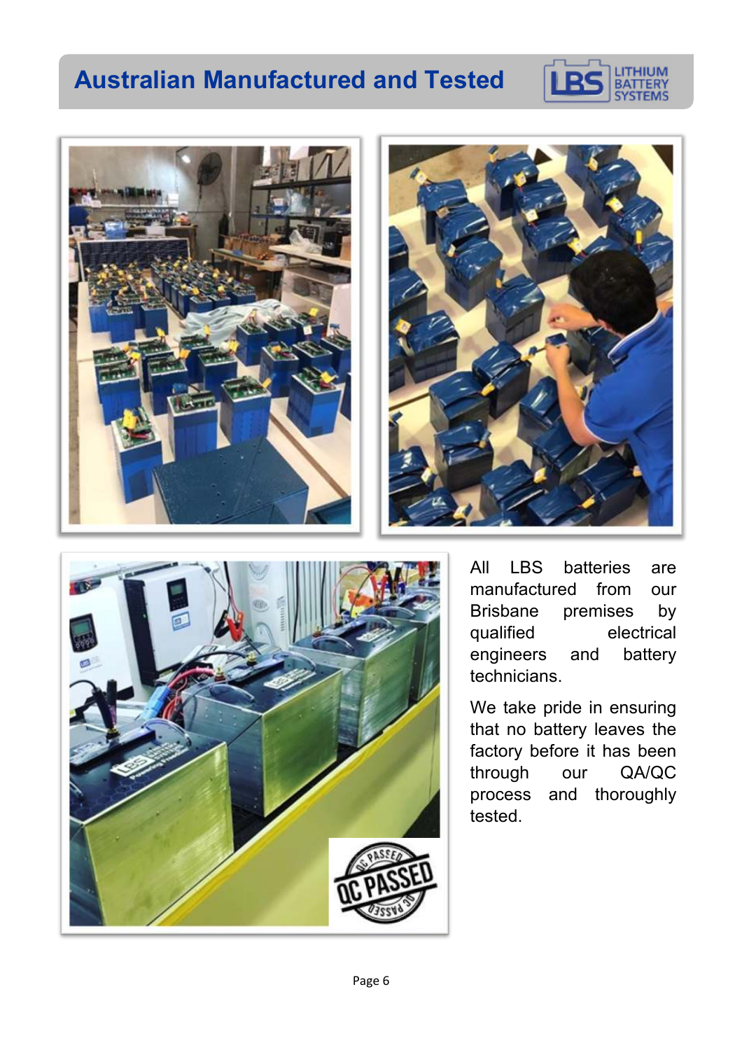# Australian Manufactured and Tested

All LBS batteries are manufactured from our Brisbane premises by qualified electrical engineers and battery technicians.

We take pride in ensuring that no battery leaves the factory before it has been through our QA/QC process and thoroughly tested.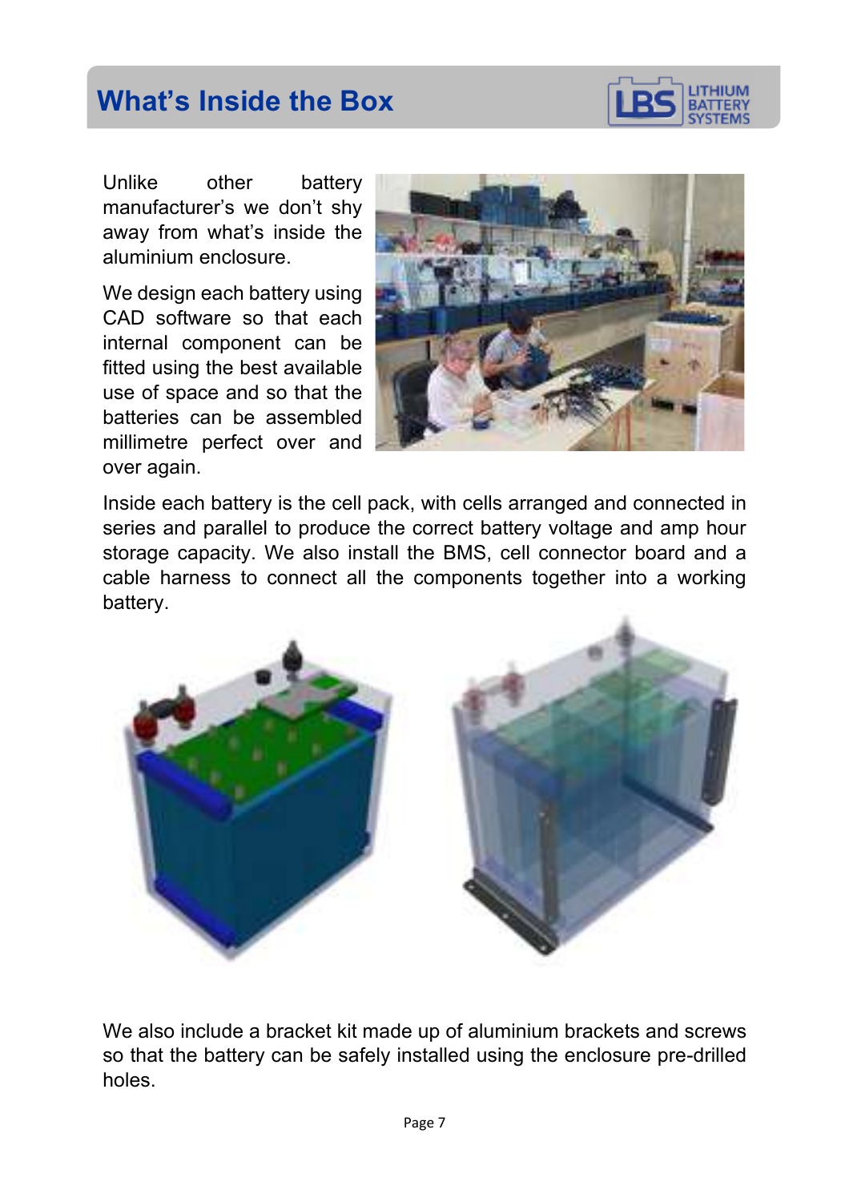# What's Inside the Box

Unlike other battery manufacturer's we don't shy away from what's inside the aluminium enclosure.

We design each battery using CAD software so that each internal component can be fitted using the best available use of space and so that the batteries can be assembled millimetre perfect over and over again.

Inside each battery is the cell pack, with cells arranged and connected in series and parallel to produce the correct battery voltage and amp hour storage capacity. We also install the BMS, cell connector board and a cable harness to connect all the components together into a working battery.

We also include a bracket kit made up of aluminium brackets and screws so that the battery can be safely installed using the enclosure pre-drilled holes.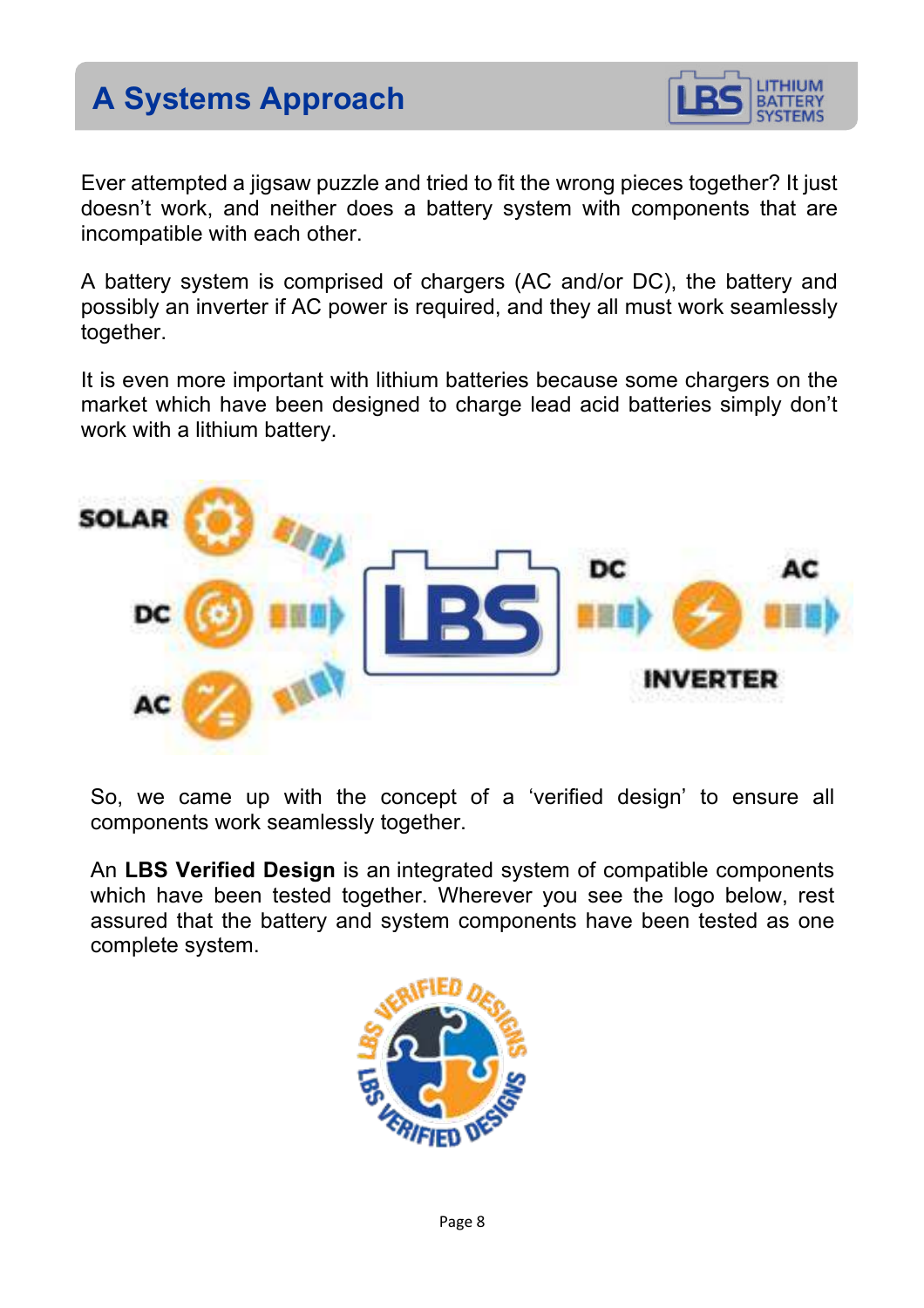# A Systems Approach

Ever attempted a jigsaw puzzle and tried to fit the wrong pieces together? It just doesn't work, and neither does a battery system with components that are incompatible with each other.

A battery system is comprised of chargers (AC and/or DC), the battery and possibly an inverter if AC power is required, and they all must work seamlessly together.

It is even more important with lithium batteries because some chargers on the market which have been designed to charge lead acid batteries simply don't work with a lithium battery.

SOLAR

DC

AC

LBS

DC

AC

INVERTER

So, we came up with the concept of a 'verified design' to ensure all components work seamlessly together.

An **LBS Verified Design** is an integrated system of compatible components which have been tested together. Wherever you see the logo below, rest assured that the battery and system components have been tested as one complete system.

LBS VERIFIED DESIGNS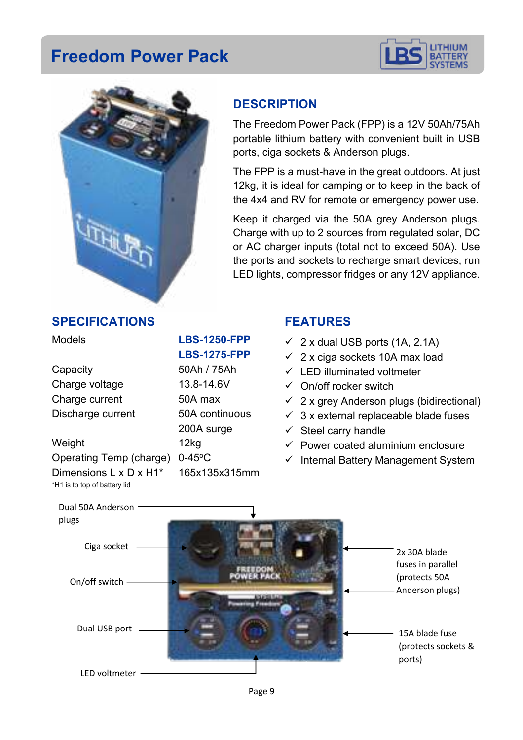# Freedom Power Pack

## DESCRIPTION

The Freedom Power Pack (FPP) is a 12V 50Ah/75Ah portable lithium battery with convenient built in USB ports, ciga sockets & Anderson plugs.

The FPP is a must-have in the great outdoors. At just 12kg, it is ideal for camping or to keep in the back of the 4x4 and RV for remote or emergency power use.

Keep it charged via the 50A grey Anderson plugs. Charge with up to 2 sources from regulated solar, DC or AC charger inputs (total not to exceed 50A). Use the ports and sockets to recharge smart devices, run LED lights, compressor fridges or any 12V appliance.

## SPECIFICATIONS

| | |
|---|---|
| Models | **LBS-1250-FPP**<br>**LBS-1275-FPP** |
| Capacity | 50Ah / 75Ah |
| Charge voltage | 13.8-14.6V |
| Charge current | 50A max |
| Discharge current | 50A continuous<br>200A surge |
| Weight | 12kg |
| Operating Temp (charge) | 0-45°C |
| Dimensions L x D x H1* | 165x135x315mm |

*H1 is to top of battery lid

## FEATURES

- ✓ 2 x dual USB ports (1A, 2.1A)
- ✓ 2 x ciga sockets 10A max load
- ✓ LED illuminated voltmeter
- ✓ On/off rocker switch
- ✓ 2 x grey Anderson plugs (bidirectional)
- ✓ 3 x external replaceable blade fuses
- ✓ Steel carry handle
- ✓ Power coated aluminium enclosure
- ✓ Internal Battery Management System

Dual 50A Anderson plugs

Ciga socket

On/off switch

Dual USB port

LED voltmeter

2x 30A blade fuses in parallel (protects 50A Anderson plugs)

15A blade fuse (protects sockets & ports)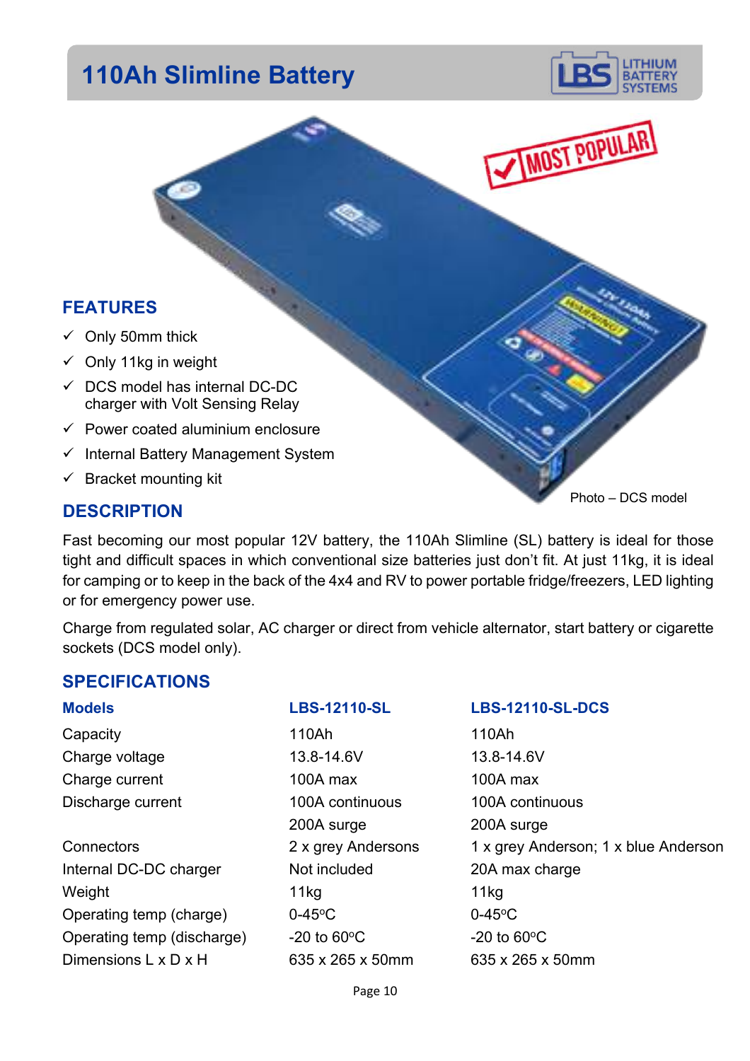# 110Ah Slimline Battery

MOST POPULAR

## FEATURES

- ✓ Only 50mm thick
- ✓ Only 11kg in weight
- ✓ DCS model has internal DC-DC charger with Volt Sensing Relay
- ✓ Power coated aluminium enclosure
- ✓ Internal Battery Management System
- ✓ Bracket mounting kit

Photo – DCS model

## DESCRIPTION

Fast becoming our most popular 12V battery, the 110Ah Slimline (SL) battery is ideal for those tight and difficult spaces in which conventional size batteries just don't fit. At just 11kg, it is ideal for camping or to keep in the back of the 4x4 and RV to power portable fridge/freezers, LED lighting or for emergency power use.

Charge from regulated solar, AC charger or direct from vehicle alternator, start battery or cigarette sockets (DCS model only).

## SPECIFICATIONS

| Models | LBS-12110-SL | LBS-12110-SL-DCS |
|---|---|---|
| Capacity | 110Ah | 110Ah |
| Charge voltage | 13.8-14.6V | 13.8-14.6V |
| Charge current | 100A max | 100A max |
| Discharge current | 100A continuous | 100A continuous |
| | 200A surge | 200A surge |
| Connectors | 2 x grey Andersons | 1 x grey Anderson; 1 x blue Anderson |
| Internal DC-DC charger | Not included | 20A max charge |
| Weight | 11kg | 11kg |
| Operating temp (charge) | 0-45°C | 0-45°C |
| Operating temp (discharge) | -20 to 60°C | -20 to 60°C |
| Dimensions L x D x H | 635 x 265 x 50mm | 635 x 265 x 50mm |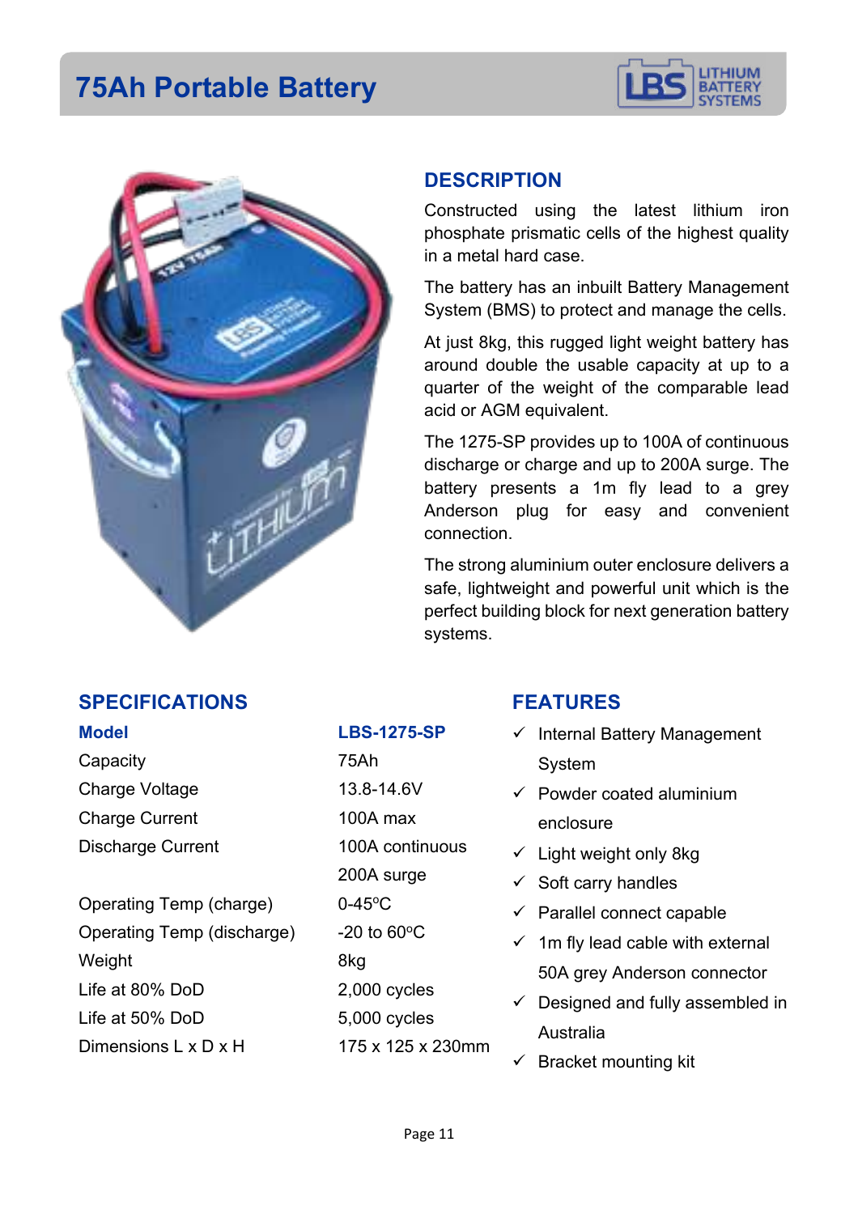# 75Ah Portable Battery

## DESCRIPTION

Constructed using the latest lithium iron phosphate prismatic cells of the highest quality in a metal hard case.

The battery has an inbuilt Battery Management System (BMS) to protect and manage the cells.

At just 8kg, this rugged light weight battery has around double the usable capacity at up to a quarter of the weight of the comparable lead acid or AGM equivalent.

The 1275-SP provides up to 100A of continuous discharge or charge and up to 200A surge. The battery presents a 1m fly lead to a grey Anderson plug for easy and convenient connection.

The strong aluminium outer enclosure delivers a safe, lightweight and powerful unit which is the perfect building block for next generation battery systems.

## SPECIFICATIONS

| **Model** | **LBS-1275-SP** |
|---|---|
| Capacity | 75Ah |
| Charge Voltage | 13.8-14.6V |
| Charge Current | 100A max |
| Discharge Current | 100A continuous |
| | 200A surge |
| Operating Temp (charge) | 0-45ºC |
| Operating Temp (discharge) | -20 to 60ºC |
| Weight | 8kg |
| Life at 80% DoD | 2,000 cycles |
| Life at 50% DoD | 5,000 cycles |
| Dimensions L x D x H | 175 x 125 x 230mm |

## FEATURES

- ✓ Internal Battery Management System
- ✓ Powder coated aluminium enclosure
- ✓ Light weight only 8kg
- ✓ Soft carry handles
- ✓ Parallel connect capable
- ✓ 1m fly lead cable with external 50A grey Anderson connector
- ✓ Designed and fully assembled in Australia
- ✓ Bracket mounting kit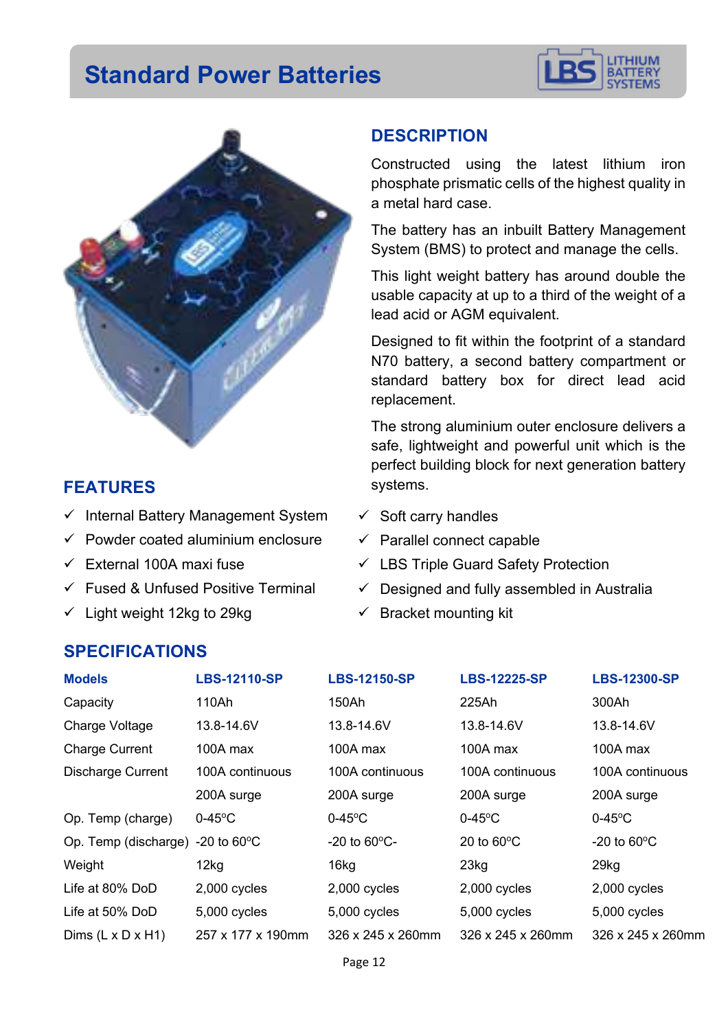# Standard Power Batteries

## DESCRIPTION

Constructed using the latest lithium iron phosphate prismatic cells of the highest quality in a metal hard case.

The battery has an inbuilt Battery Management System (BMS) to protect and manage the cells.

This light weight battery has around double the usable capacity at up to a third of the weight of a lead acid or AGM equivalent.

Designed to fit within the footprint of a standard N70 battery, a second battery compartment or standard battery box for direct lead acid replacement.

The strong aluminium outer enclosure delivers a safe, lightweight and powerful unit which is the perfect building block for next generation battery systems.

## FEATURES

- ✓ Internal Battery Management System
- ✓ Powder coated aluminium enclosure
- ✓ External 100A maxi fuse
- ✓ Fused & Unfused Positive Terminal
- ✓ Light weight 12kg to 29kg
- ✓ Soft carry handles
- ✓ Parallel connect capable
- ✓ LBS Triple Guard Safety Protection
- ✓ Designed and fully assembled in Australia
- ✓ Bracket mounting kit

## SPECIFICATIONS

| Models | LBS-12110-SP | LBS-12150-SP | LBS-12225-SP | LBS-12300-SP |
|---|---|---|---|---|
| Capacity | 110Ah | 150Ah | 225Ah | 300Ah |
| Charge Voltage | 13.8-14.6V | 13.8-14.6V | 13.8-14.6V | 13.8-14.6V |
| Charge Current | 100A max | 100A max | 100A max | 100A max |
| Discharge Current | 100A continuous | 100A continuous | 100A continuous | 100A continuous |
| | 200A surge | 200A surge | 200A surge | 200A surge |
| Op. Temp (charge) | 0-45°C | 0-45°C | 0-45°C | 0-45°C |
| Op. Temp (discharge) | -20 to 60°C | -20 to 60°C- | 20 to 60°C | -20 to 60°C |
| Weight | 12kg | 16kg | 23kg | 29kg |
| Life at 80% DoD | 2,000 cycles | 2,000 cycles | 2,000 cycles | 2,000 cycles |
| Life at 50% DoD | 5,000 cycles | 5,000 cycles | 5,000 cycles | 5,000 cycles |
| Dims (L x D x H1) | 257 x 177 x 190mm | 326 x 245 x 260mm | 326 x 245 x 260mm | 326 x 245 x 260mm |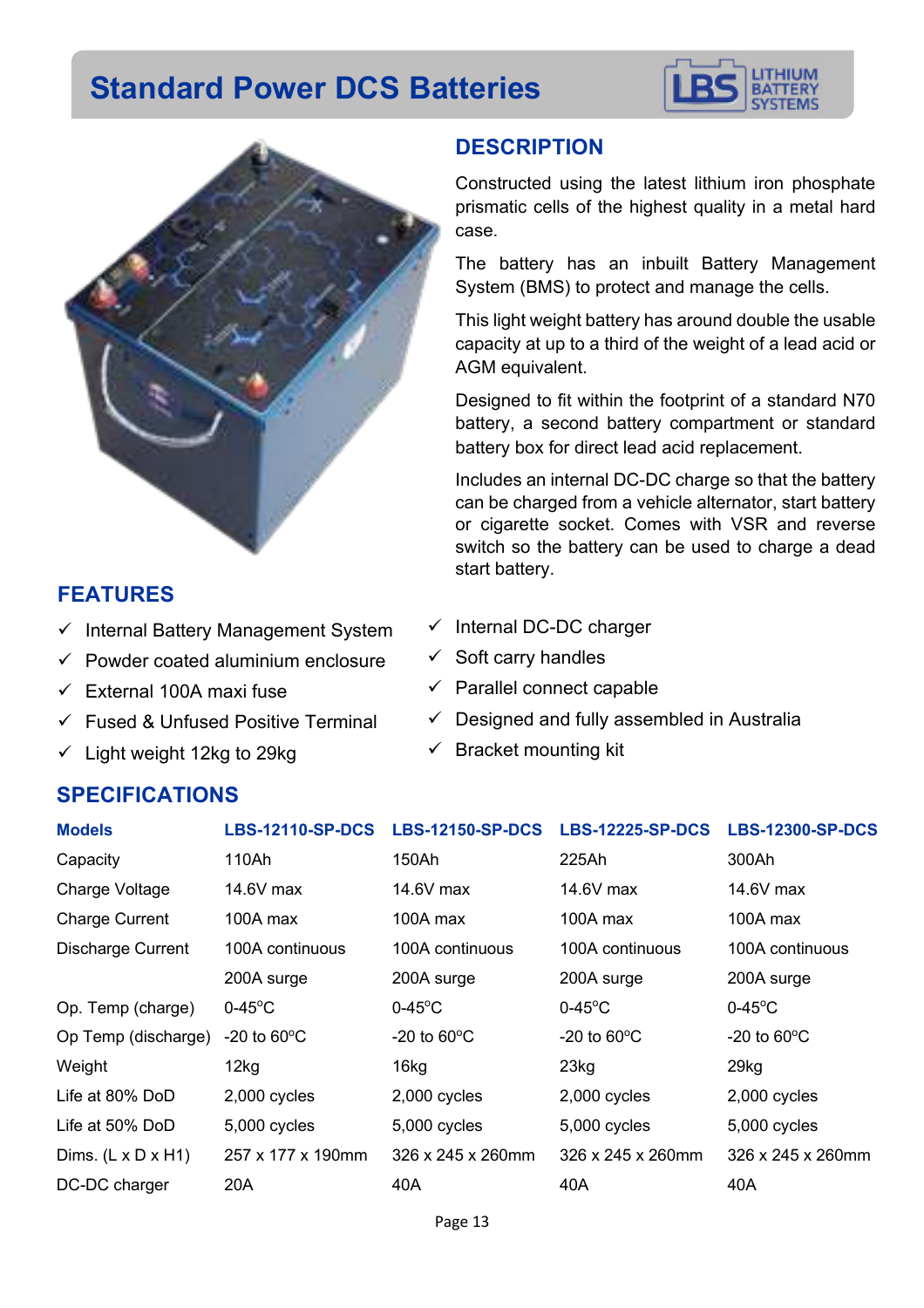# Standard Power DCS Batteries

## DESCRIPTION

Constructed using the latest lithium iron phosphate prismatic cells of the highest quality in a metal hard case.

The battery has an inbuilt Battery Management System (BMS) to protect and manage the cells.

This light weight battery has around double the usable capacity at up to a third of the weight of a lead acid or AGM equivalent.

Designed to fit within the footprint of a standard N70 battery, a second battery compartment or standard battery box for direct lead acid replacement.

Includes an internal DC-DC charge so that the battery can be charged from a vehicle alternator, start battery or cigarette socket. Comes with VSR and reverse switch so the battery can be used to charge a dead start battery.

## FEATURES

- ✓ Internal Battery Management System
- ✓ Powder coated aluminium enclosure
- ✓ External 100A maxi fuse
- ✓ Fused & Unfused Positive Terminal
- ✓ Light weight 12kg to 29kg
- ✓ Internal DC-DC charger
- ✓ Soft carry handles
- ✓ Parallel connect capable
- ✓ Designed and fully assembled in Australia
- ✓ Bracket mounting kit

## SPECIFICATIONS

| Models | LBS-12110-SP-DCS | LBS-12150-SP-DCS | LBS-12225-SP-DCS | LBS-12300-SP-DCS |
|---|---|---|---|---|
| Capacity | 110Ah | 150Ah | 225Ah | 300Ah |
| Charge Voltage | 14.6V max | 14.6V max | 14.6V max | 14.6V max |
| Charge Current | 100A max | 100A max | 100A max | 100A max |
| Discharge Current | 100A continuous | 100A continuous | 100A continuous | 100A continuous |
| | 200A surge | 200A surge | 200A surge | 200A surge |
| Op. Temp (charge) | 0-45°C | 0-45°C | 0-45°C | 0-45°C |
| Op Temp (discharge) | -20 to 60°C | -20 to 60°C | -20 to 60°C | -20 to 60°C |
| Weight | 12kg | 16kg | 23kg | 29kg |
| Life at 80% DoD | 2,000 cycles | 2,000 cycles | 2,000 cycles | 2,000 cycles |
| Life at 50% DoD | 5,000 cycles | 5,000 cycles | 5,000 cycles | 5,000 cycles |
| Dims. (L x D x H1) | 257 x 177 x 190mm | 326 x 245 x 260mm | 326 x 245 x 260mm | 326 x 245 x 260mm |
| DC-DC charger | 20A | 40A | 40A | 40A |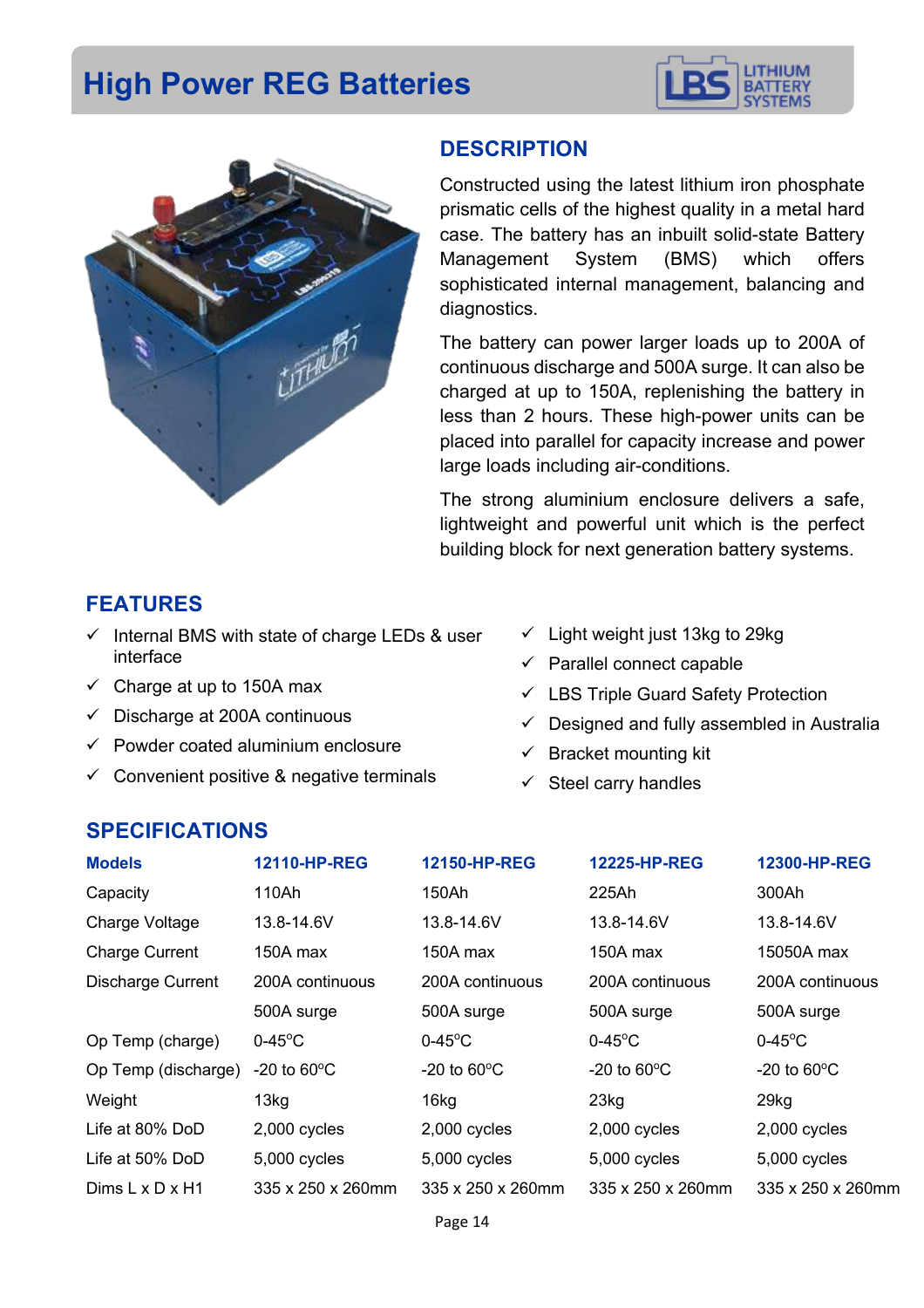# High Power REG Batteries

LBS LITHIUM BATTERY SYSTEMS

## DESCRIPTION

Constructed using the latest lithium iron phosphate prismatic cells of the highest quality in a metal hard case. The battery has an inbuilt solid-state Battery Management System (BMS) which offers sophisticated internal management, balancing and diagnostics.

The battery can power larger loads up to 200A of continuous discharge and 500A surge. It can also be charged at up to 150A, replenishing the battery in less than 2 hours. These high-power units can be placed into parallel for capacity increase and power large loads including air-conditions.

The strong aluminium enclosure delivers a safe, lightweight and powerful unit which is the perfect building block for next generation battery systems.

## FEATURES

- ✓ Internal BMS with state of charge LEDs & user interface
- ✓ Charge at up to 150A max
- ✓ Discharge at 200A continuous
- ✓ Powder coated aluminium enclosure
- ✓ Convenient positive & negative terminals
- ✓ Light weight just 13kg to 29kg
- ✓ Parallel connect capable
- ✓ LBS Triple Guard Safety Protection
- ✓ Designed and fully assembled in Australia
- ✓ Bracket mounting kit
- ✓ Steel carry handles

## SPECIFICATIONS

| Models | 12110-HP-REG | 12150-HP-REG | 12225-HP-REG | 12300-HP-REG |
|---|---|---|---|---|
| Capacity | 110Ah | 150Ah | 225Ah | 300Ah |
| Charge Voltage | 13.8-14.6V | 13.8-14.6V | 13.8-14.6V | 13.8-14.6V |
| Charge Current | 150A max | 150A max | 150A max | 15050A max |
| Discharge Current | 200A continuous | 200A continuous | 200A continuous | 200A continuous |
| | 500A surge | 500A surge | 500A surge | 500A surge |
| Op Temp (charge) | 0-45°C | 0-45°C | 0-45°C | 0-45°C |
| Op Temp (discharge) | -20 to 60°C | -20 to 60°C | -20 to 60°C | -20 to 60°C |
| Weight | 13kg | 16kg | 23kg | 29kg |
| Life at 80% DoD | 2,000 cycles | 2,000 cycles | 2,000 cycles | 2,000 cycles |
| Life at 50% DoD | 5,000 cycles | 5,000 cycles | 5,000 cycles | 5,000 cycles |
| Dims L x D x H1 | 335 x 250 x 260mm | 335 x 250 x 260mm | 335 x 250 x 260mm | 335 x 250 x 260mm |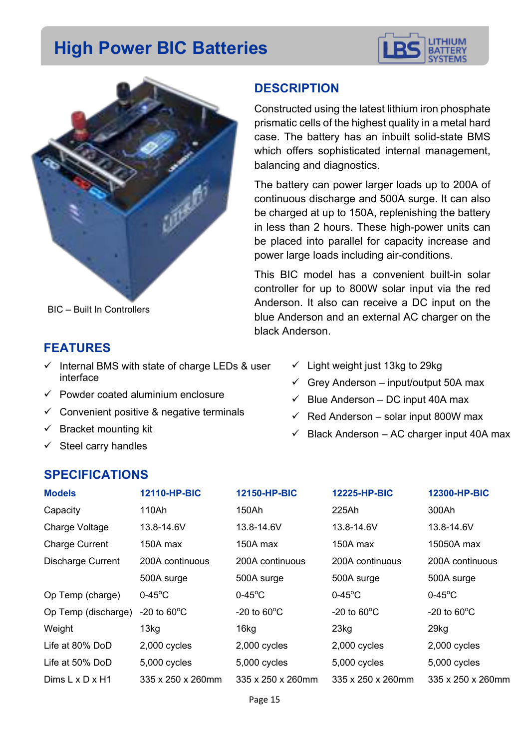# High Power BIC Batteries

BIC – Built In Controllers

## DESCRIPTION

Constructed using the latest lithium iron phosphate prismatic cells of the highest quality in a metal hard case. The battery has an inbuilt solid-state BMS which offers sophisticated internal management, balancing and diagnostics.

The battery can power larger loads up to 200A of continuous discharge and 500A surge. It can also be charged at up to 150A, replenishing the battery in less than 2 hours. These high-power units can be placed into parallel for capacity increase and power large loads including air-conditions.

This BIC model has a convenient built-in solar controller for up to 800W solar input via the red Anderson. It also can receive a DC input on the blue Anderson and an external AC charger on the black Anderson.

## FEATURES

- ✓ Internal BMS with state of charge LEDs & user interface
- ✓ Powder coated aluminium enclosure
- ✓ Convenient positive & negative terminals
- ✓ Bracket mounting kit
- ✓ Steel carry handles
- ✓ Light weight just 13kg to 29kg
- ✓ Grey Anderson – input/output 50A max
- ✓ Blue Anderson – DC input 40A max
- ✓ Red Anderson – solar input 800W max
- ✓ Black Anderson – AC charger input 40A max

## SPECIFICATIONS

| Models | 12110-HP-BIC | 12150-HP-BIC | 12225-HP-BIC | 12300-HP-BIC |
|---|---|---|---|---|
| Capacity | 110Ah | 150Ah | 225Ah | 300Ah |
| Charge Voltage | 13.8-14.6V | 13.8-14.6V | 13.8-14.6V | 13.8-14.6V |
| Charge Current | 150A max | 150A max | 150A max | 15050A max |
| Discharge Current | 200A continuous | 200A continuous | 200A continuous | 200A continuous |
| | 500A surge | 500A surge | 500A surge | 500A surge |
| Op Temp (charge) | 0-45°C | 0-45°C | 0-45°C | 0-45°C |
| Op Temp (discharge) | -20 to 60°C | -20 to 60°C | -20 to 60°C | -20 to 60°C |
| Weight | 13kg | 16kg | 23kg | 29kg |
| Life at 80% DoD | 2,000 cycles | 2,000 cycles | 2,000 cycles | 2,000 cycles |
| Life at 50% DoD | 5,000 cycles | 5,000 cycles | 5,000 cycles | 5,000 cycles |
| Dims L x D x H1 | 335 x 250 x 260mm | 335 x 250 x 260mm | 335 x 250 x 260mm | 335 x 250 x 260mm |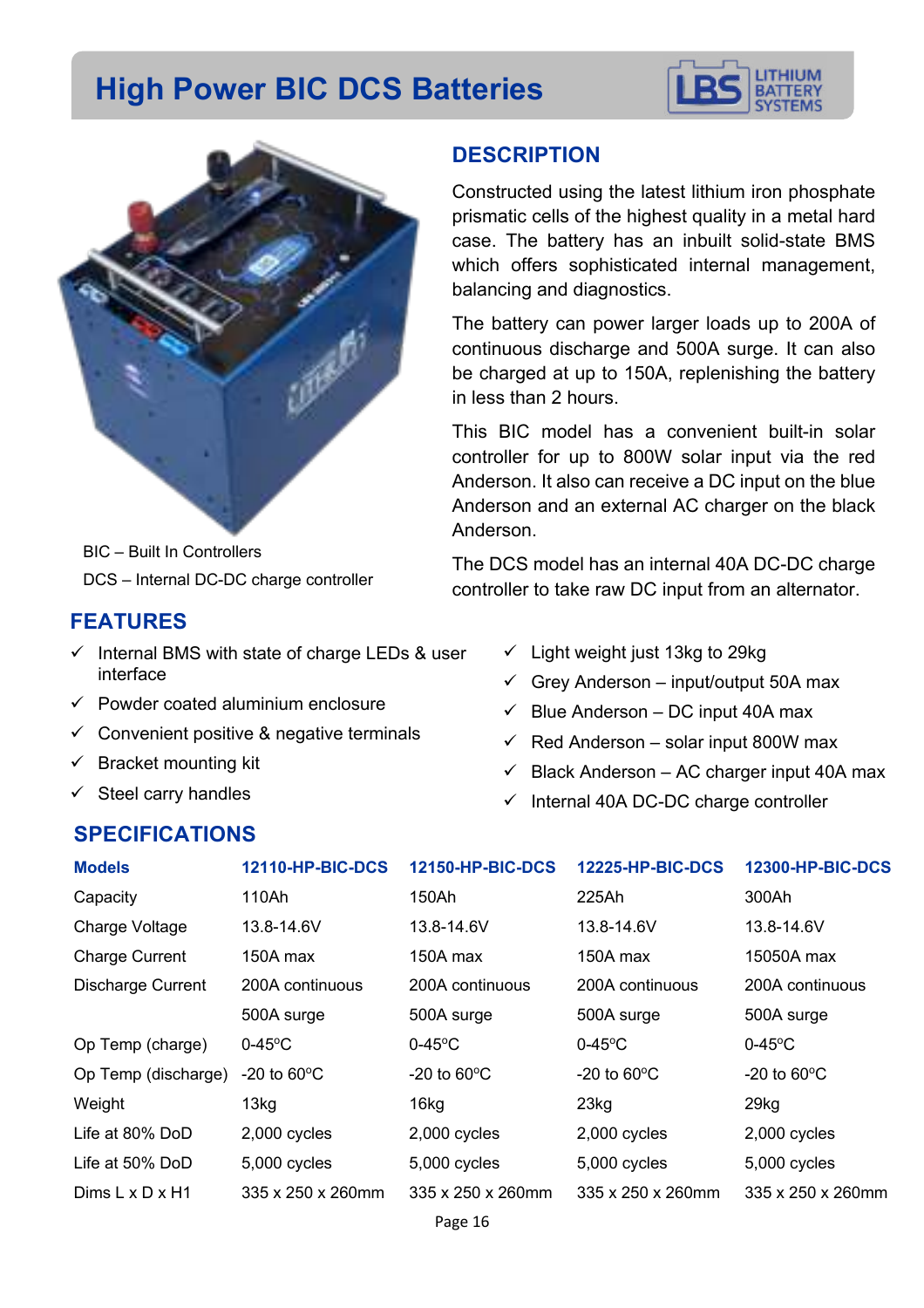# High Power BIC DCS Batteries

BIC – Built In Controllers

DCS – Internal DC-DC charge controller

## DESCRIPTION

Constructed using the latest lithium iron phosphate prismatic cells of the highest quality in a metal hard case. The battery has an inbuilt solid-state BMS which offers sophisticated internal management, balancing and diagnostics.

The battery can power larger loads up to 200A of continuous discharge and 500A surge. It can also be charged at up to 150A, replenishing the battery in less than 2 hours.

This BIC model has a convenient built-in solar controller for up to 800W solar input via the red Anderson. It also can receive a DC input on the blue Anderson and an external AC charger on the black Anderson.

The DCS model has an internal 40A DC-DC charge controller to take raw DC input from an alternator.

## FEATURES

- ✓ Internal BMS with state of charge LEDs & user interface
- ✓ Powder coated aluminium enclosure
- ✓ Convenient positive & negative terminals
- ✓ Bracket mounting kit
- ✓ Steel carry handles
- ✓ Light weight just 13kg to 29kg
- ✓ Grey Anderson – input/output 50A max
- ✓ Blue Anderson – DC input 40A max
- ✓ Red Anderson – solar input 800W max
- ✓ Black Anderson – AC charger input 40A max
- ✓ Internal 40A DC-DC charge controller

## SPECIFICATIONS

| Models | 12110-HP-BIC-DCS | 12150-HP-BIC-DCS | 12225-HP-BIC-DCS | 12300-HP-BIC-DCS |
|---|---|---|---|---|
| Capacity | 110Ah | 150Ah | 225Ah | 300Ah |
| Charge Voltage | 13.8-14.6V | 13.8-14.6V | 13.8-14.6V | 13.8-14.6V |
| Charge Current | 150A max | 150A max | 150A max | 15050A max |
| Discharge Current | 200A continuous | 200A continuous | 200A continuous | 200A continuous |
| | 500A surge | 500A surge | 500A surge | 500A surge |
| Op Temp (charge) | 0-45ºC | 0-45ºC | 0-45ºC | 0-45ºC |
| Op Temp (discharge) | -20 to 60ºC | -20 to 60ºC | -20 to 60ºC | -20 to 60ºC |
| Weight | 13kg | 16kg | 23kg | 29kg |
| Life at 80% DoD | 2,000 cycles | 2,000 cycles | 2,000 cycles | 2,000 cycles |
| Life at 50% DoD | 5,000 cycles | 5,000 cycles | 5,000 cycles | 5,000 cycles |
| Dims L x D x H1 | 335 x 250 x 260mm | 335 x 250 x 260mm | 335 x 250 x 260mm | 335 x 250 x 260mm |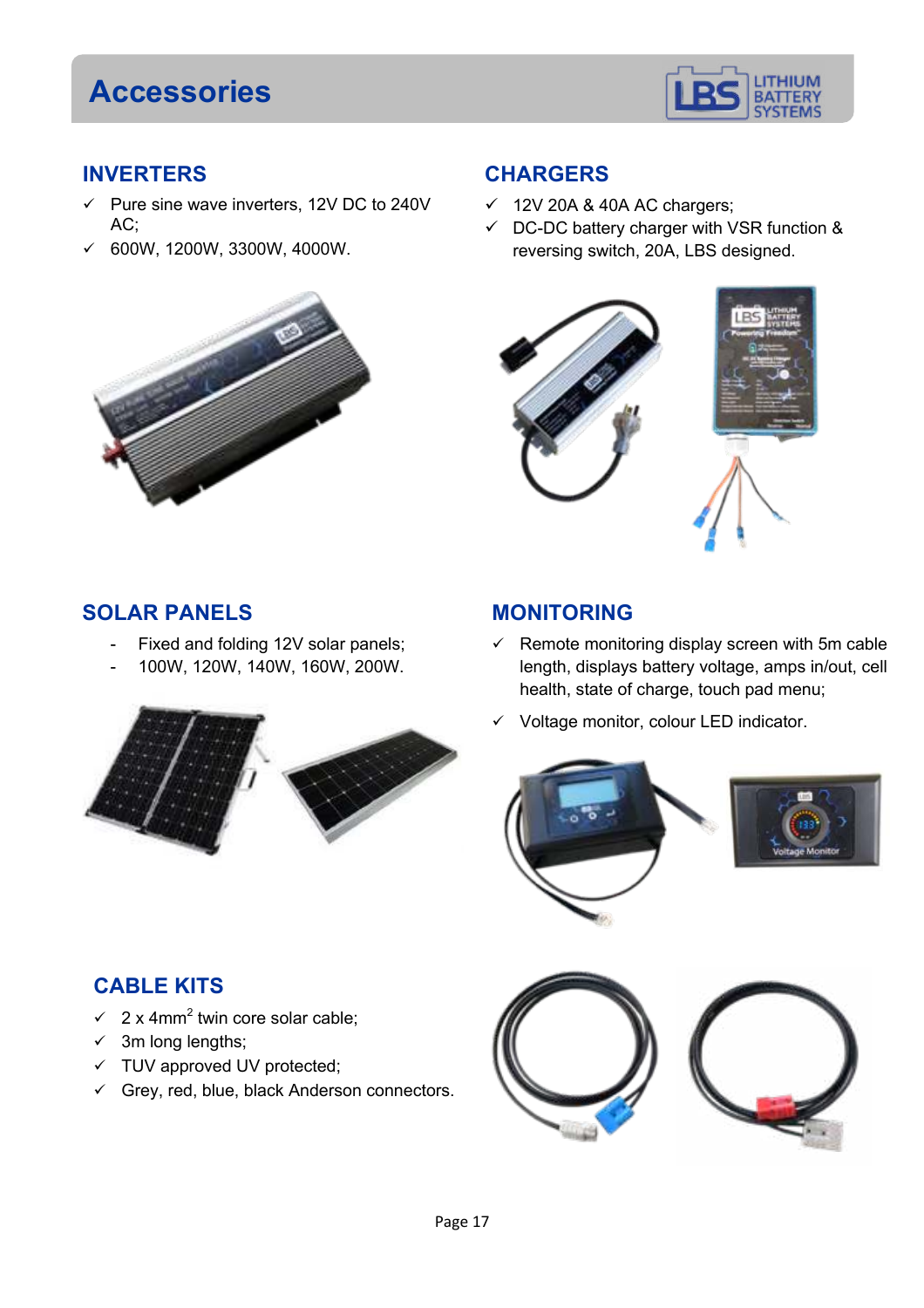# Accessories

## INVERTERS

- ✓ Pure sine wave inverters, 12V DC to 240V AC;
- ✓ 600W, 1200W, 3300W, 4000W.

## CHARGERS

- ✓ 12V 20A & 40A AC chargers;
- ✓ DC-DC battery charger with VSR function & reversing switch, 20A, LBS designed.

## SOLAR PANELS

- Fixed and folding 12V solar panels;
- 100W, 120W, 140W, 160W, 200W.

## MONITORING

- ✓ Remote monitoring display screen with 5m cable length, displays battery voltage, amps in/out, cell health, state of charge, touch pad menu;
- ✓ Voltage monitor, colour LED indicator.

## CABLE KITS

- ✓ 2 x 4mm$^2$ twin core solar cable;
- ✓ 3m long lengths;
- ✓ TUV approved UV protected;
- ✓ Grey, red, blue, black Anderson connectors.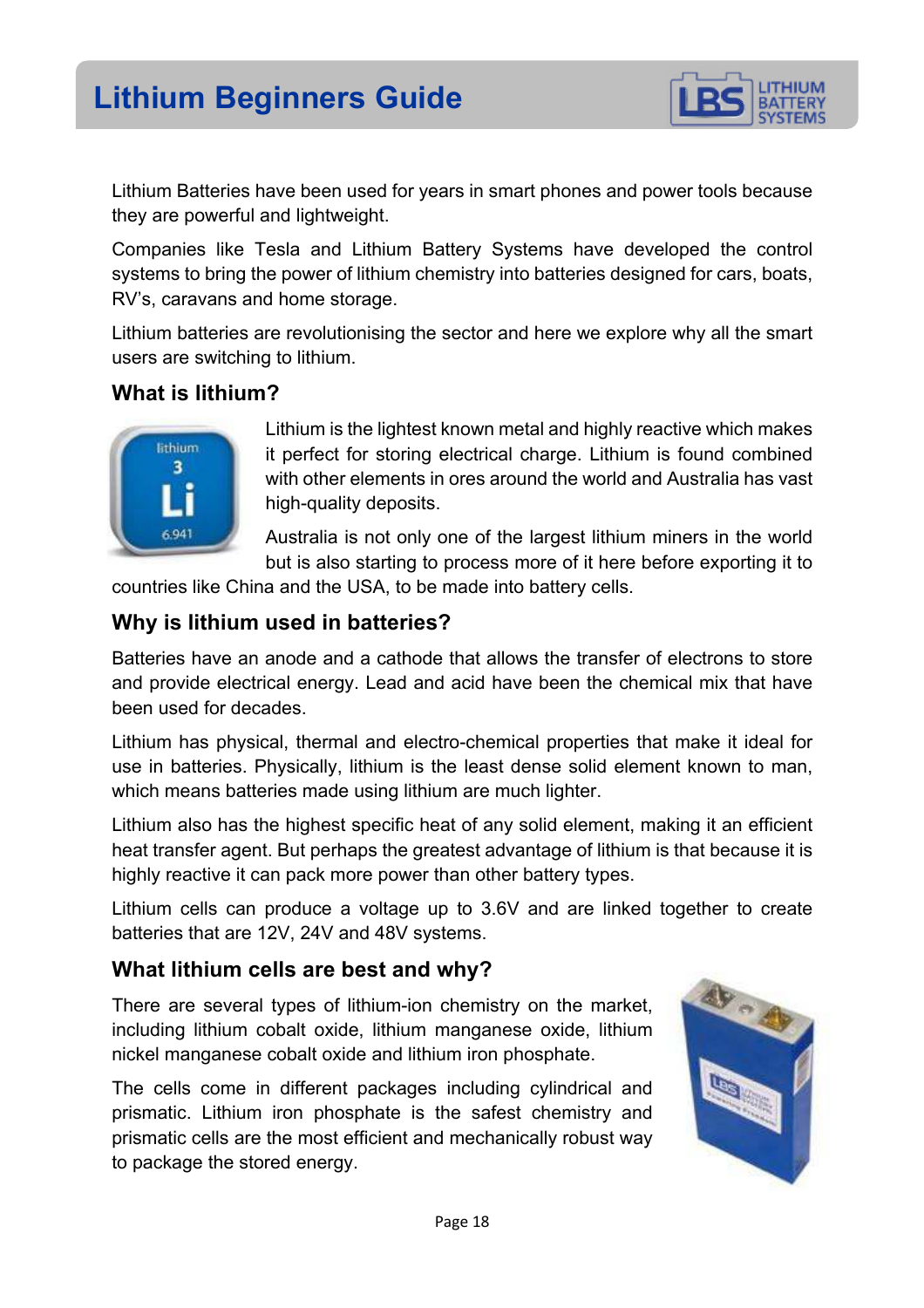Lithium Batteries have been used for years in smart phones and power tools because they are powerful and lightweight.

Companies like Tesla and Lithium Battery Systems have developed the control systems to bring the power of lithium chemistry into batteries designed for cars, boats, RV's, caravans and home storage.

Lithium batteries are revolutionising the sector and here we explore why all the smart users are switching to lithium.

### What is lithium?

Lithium is the lightest known metal and highly reactive which makes it perfect for storing electrical charge. Lithium is found combined with other elements in ores around the world and Australia has vast high-quality deposits.

Australia is not only one of the largest lithium miners in the world but is also starting to process more of it here before exporting it to countries like China and the USA, to be made into battery cells.

### Why is lithium used in batteries?

Batteries have an anode and a cathode that allows the transfer of electrons to store and provide electrical energy. Lead and acid have been the chemical mix that have been used for decades.

Lithium has physical, thermal and electro-chemical properties that make it ideal for use in batteries. Physically, lithium is the least dense solid element known to man, which means batteries made using lithium are much lighter.

Lithium also has the highest specific heat of any solid element, making it an efficient heat transfer agent. But perhaps the greatest advantage of lithium is that because it is highly reactive it can pack more power than other battery types.

Lithium cells can produce a voltage up to 3.6V and are linked together to create batteries that are 12V, 24V and 48V systems.

### What lithium cells are best and why?

There are several types of lithium-ion chemistry on the market, including lithium cobalt oxide, lithium manganese oxide, lithium nickel manganese cobalt oxide and lithium iron phosphate.

The cells come in different packages including cylindrical and prismatic. Lithium iron phosphate is the safest chemistry and prismatic cells are the most efficient and mechanically robust way to package the stored energy.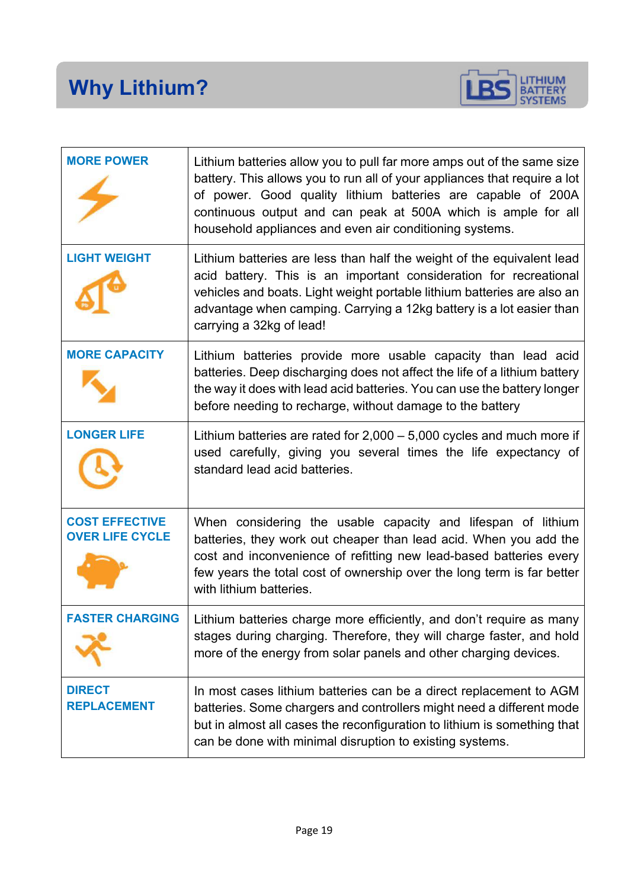# Why Lithium?

| | |
|---|---|
| **MORE POWER** | Lithium batteries allow you to pull far more amps out of the same size battery. This allows you to run all of your appliances that require a lot of power. Good quality lithium batteries are capable of 200A continuous output and can peak at 500A which is ample for all household appliances and even air conditioning systems. |
| **LIGHT WEIGHT** | Lithium batteries are less than half the weight of the equivalent lead acid battery. This is an important consideration for recreational vehicles and boats. Light weight portable lithium batteries are also an advantage when camping. Carrying a 12kg battery is a lot easier than carrying a 32kg of lead! |
| **MORE CAPACITY** | Lithium batteries provide more usable capacity than lead acid batteries. Deep discharging does not affect the life of a lithium battery the way it does with lead acid batteries. You can use the battery longer before needing to recharge, without damage to the battery |
| **LONGER LIFE** | Lithium batteries are rated for 2,000 – 5,000 cycles and much more if used carefully, giving you several times the life expectancy of standard lead acid batteries. |
| **COST EFFECTIVE OVER LIFE CYCLE** | When considering the usable capacity and lifespan of lithium batteries, they work out cheaper than lead acid. When you add the cost and inconvenience of refitting new lead-based batteries every few years the total cost of ownership over the long term is far better with lithium batteries. |
| **FASTER CHARGING** | Lithium batteries charge more efficiently, and don't require as many stages during charging. Therefore, they will charge faster, and hold more of the energy from solar panels and other charging devices. |
| **DIRECT REPLACEMENT** | In most cases lithium batteries can be a direct replacement to AGM batteries. Some chargers and controllers might need a different mode but in almost all cases the reconfiguration to lithium is something that can be done with minimal disruption to existing systems. |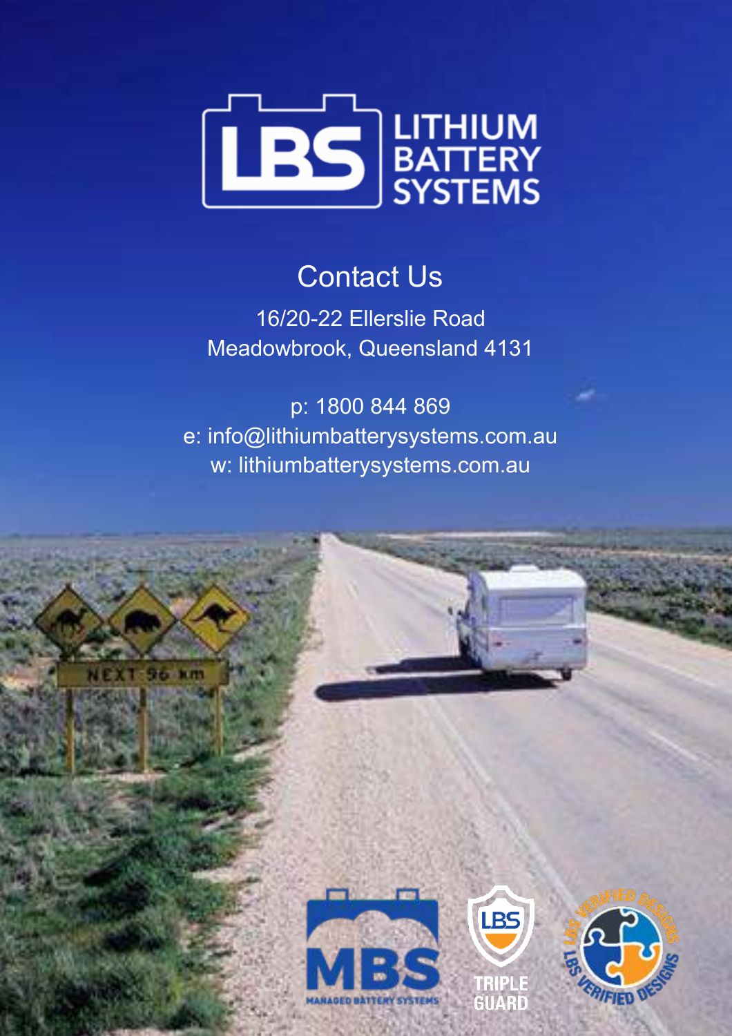LITHIUM BATTERY SYSTEMS

## Contact Us

16/20-22 Ellerslie Road
Meadowbrook, Queensland 4131

p: 1800 844 869
e: info@lithiumbatterysystems.com.au
w: lithiumbatterysystems.com.au